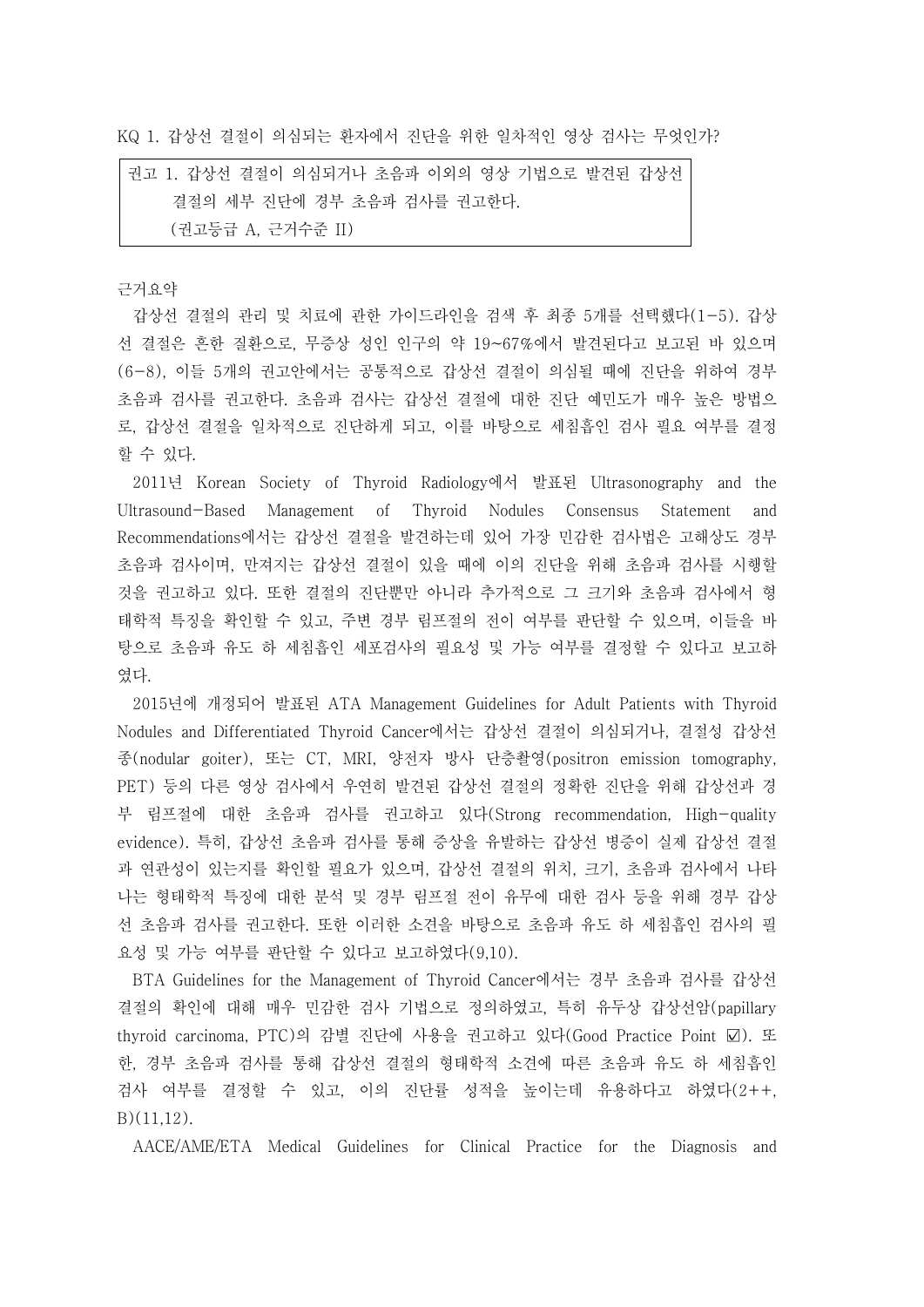KQ 1. 갑상선 결절이 의심되는 환자에서 진단을 위한 일차적인 영상 검사는 무엇인가?

> 권고 1. 갑상선 결절이 의심되거나 초음파 이외의 영상 기법으로 발견된 갑상선 결절의 세부 진단에 경부 초음파 검사를 권고한다.
> (권고등급 A, 근거수준 II)

근거요약

갑상선 결절의 관리 및 치료에 관한 가이드라인을 검색 후 최종 5개를 선택했다(1-5). 갑상선 결절은 흔한 질환으로, 무증상 성인 인구의 약 19~67%에서 발견된다고 보고된 바 있으며(6-8), 이들 5개의 권고안에서는 공통적으로 갑상선 결절이 의심될 때에 진단을 위하여 경부 초음파 검사를 권고한다. 초음파 검사는 갑상선 결절에 대한 진단 예민도가 매우 높은 방법으로, 갑상선 결절을 일차적으로 진단하게 되고, 이를 바탕으로 세침흡인 검사 필요 여부를 결정할 수 있다.

2011년 Korean Society of Thyroid Radiology에서 발표된 Ultrasonography and the Ultrasound-Based Management of Thyroid Nodules Consensus Statement and Recommendations에서는 갑상선 결절을 발견하는데 있어 가장 민감한 검사법은 고해상도 경부 초음파 검사이며, 만져지는 갑상선 결절이 있을 때에 이의 진단을 위해 초음파 검사를 시행할 것을 권고하고 있다. 또한 결절의 진단뿐만 아니라 추가적으로 그 크기와 초음파 검사에서 형태학적 특징을 확인할 수 있고, 주변 경부 림프절의 전이 여부를 판단할 수 있으며, 이들을 바탕으로 초음파 유도 하 세침흡인 세포검사의 필요성 및 가능 여부를 결정할 수 있다고 보고하였다.

2015년에 개정되어 발표된 ATA Management Guidelines for Adult Patients with Thyroid Nodules and Differentiated Thyroid Cancer에서는 갑상선 결절이 의심되거나, 결절성 갑상선종(nodular goiter), 또는 CT, MRI, 양전자 방사 단층촬영(positron emission tomography, PET) 등의 다른 영상 검사에서 우연히 발견된 갑상선 결절의 정확한 진단을 위해 갑상선과 경부 림프절에 대한 초음파 검사를 권고하고 있다(Strong recommendation, High-quality evidence). 특히, 갑상선 초음파 검사를 통해 증상을 유발하는 갑상선 병증이 실제 갑상선 결절과 연관성이 있는지를 확인할 필요가 있으며, 갑상선 결절의 위치, 크기, 초음파 검사에서 나타나는 형태학적 특징에 대한 분석 및 경부 림프절 전이 유무에 대한 검사 등을 위해 경부 갑상선 초음파 검사를 권고한다. 또한 이러한 소견을 바탕으로 초음파 유도 하 세침흡인 검사의 필요성 및 가능 여부를 판단할 수 있다고 보고하였다(9,10).

BTA Guidelines for the Management of Thyroid Cancer에서는 경부 초음파 검사를 갑상선 결절의 확인에 대해 매우 민감한 검사 기법으로 정의하였고, 특히 유두상 갑상선암(papillary thyroid carcinoma, PTC)의 감별 진단에 사용을 권고하고 있다(Good Practice Point ☑). 또한, 경부 초음파 검사를 통해 갑상선 결절의 형태학적 소견에 따른 초음파 유도 하 세침흡인 검사 여부를 결정할 수 있고, 이의 진단률 성적을 높이는데 유용하다고 하였다(2++, B)(11,12).

AACE/AME/ETA Medical Guidelines for Clinical Practice for the Diagnosis and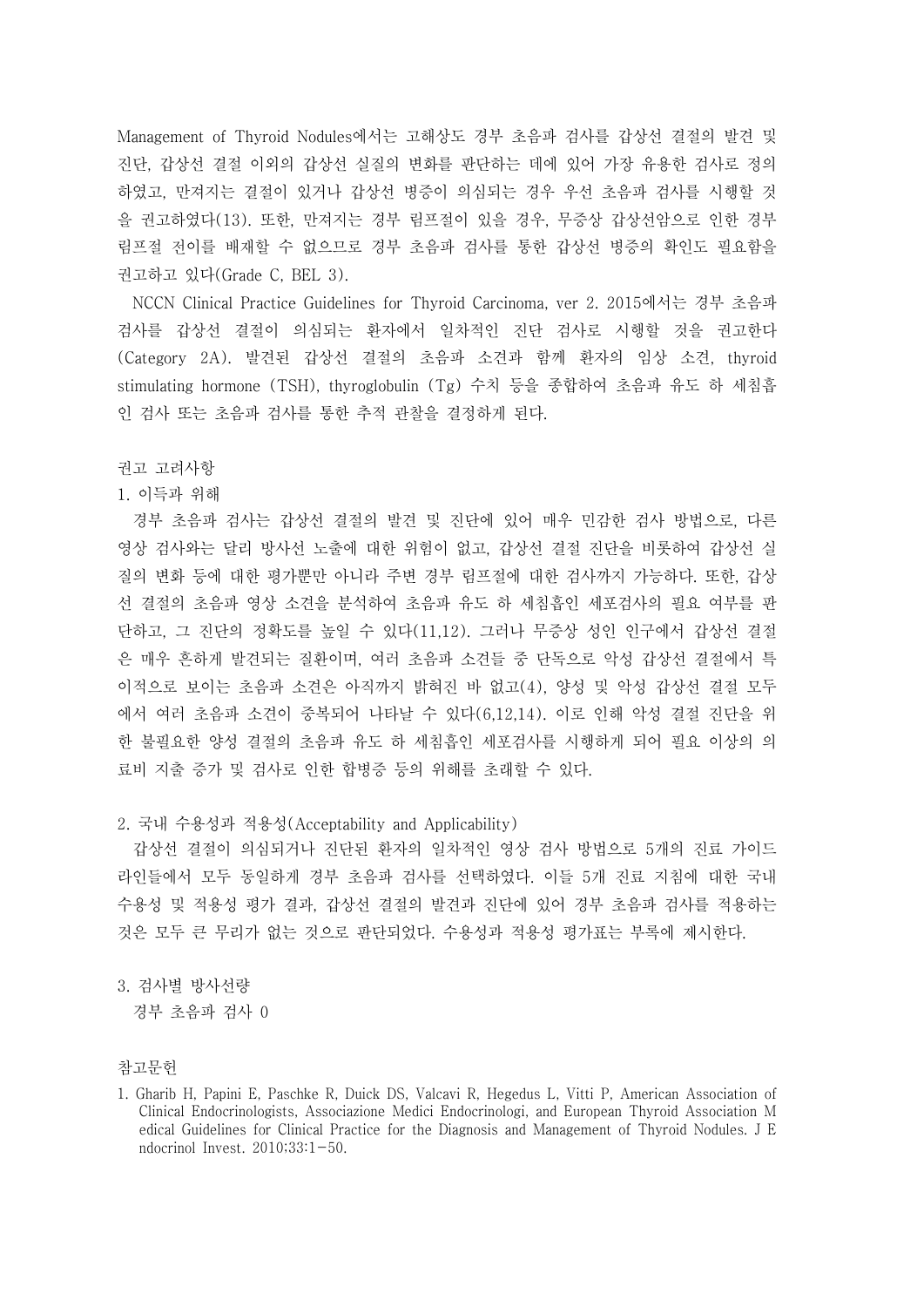Management of Thyroid Nodules에서는 고해상도 경부 초음파 검사를 갑상선 결절의 발견 및 진단, 갑상선 결절 이외의 갑상선 실질의 변화를 판단하는 데에 있어 가장 유용한 검사로 정의하였고, 만져지는 결절이 있거나 갑상선 병증이 의심되는 경우 우선 초음파 검사를 시행할 것을 권고하였다(13). 또한, 만져지는 경부 림프절이 있을 경우, 무증상 갑상선암으로 인한 경부 림프절 전이를 배재할 수 없으므로 경부 초음파 검사를 통한 갑상선 병증의 확인도 필요함을 권고하고 있다(Grade C, BEL 3).

NCCN Clinical Practice Guidelines for Thyroid Carcinoma, ver 2. 2015에서는 경부 초음파 검사를 갑상선 결절이 의심되는 환자에서 일차적인 진단 검사로 시행할 것을 권고한다 (Category 2A). 발견된 갑상선 결절의 초음파 소견과 함께 환자의 임상 소견, thyroid stimulating hormone (TSH), thyroglobulin (Tg) 수치 등을 종합하여 초음파 유도 하 세침흡인 검사 또는 초음파 검사를 통한 추적 관찰을 결정하게 된다.

권고 고려사항

1. 이득과 위해

경부 초음파 검사는 갑상선 결절의 발견 및 진단에 있어 매우 민감한 검사 방법으로, 다른 영상 검사와는 달리 방사선 노출에 대한 위험이 없고, 갑상선 결절 진단을 비롯하여 갑상선 실질의 변화 등에 대한 평가뿐만 아니라 주변 경부 림프절에 대한 검사까지 가능하다. 또한, 갑상선 결절의 초음파 영상 소견을 분석하여 초음파 유도 하 세침흡인 세포검사의 필요 여부를 판단하고, 그 진단의 정확도를 높일 수 있다(11,12). 그러나 무증상 성인 인구에서 갑상선 결절은 매우 흔하게 발견되는 질환이며, 여러 초음파 소견들 중 단독으로 악성 갑상선 결절에서 특이적으로 보이는 초음파 소견은 아직까지 밝혀진 바 없고(4), 양성 및 악성 갑상선 결절 모두에서 여러 초음파 소견이 중복되어 나타날 수 있다(6,12,14). 이로 인해 악성 결절 진단을 위한 불필요한 양성 결절의 초음파 유도 하 세침흡인 세포검사를 시행하게 되어 필요 이상의 의료비 지출 증가 및 검사로 인한 합병증 등의 위해를 초래할 수 있다.

2. 국내 수용성과 적용성(Acceptability and Applicability)

갑상선 결절이 의심되거나 진단된 환자의 일차적인 영상 검사 방법으로 5개의 진료 가이드라인들에서 모두 동일하게 경부 초음파 검사를 선택하였다. 이들 5개 진료 지침에 대한 국내 수용성 및 적용성 평가 결과, 갑상선 결절의 발견과 진단에 있어 경부 초음파 검사를 적용하는 것은 모두 큰 무리가 없는 것으로 판단되었다. 수용성과 적용성 평가표는 부록에 제시한다.

3. 검사별 방사선량

경부 초음파 검사 0

참고문헌

1. Gharib H, Papini E, Paschke R, Duick DS, Valcavi R, Hegedus L, Vitti P, American Association of Clinical Endocrinologists, Associazione Medici Endocrinologi, and European Thyroid Association Medical Guidelines for Clinical Practice for the Diagnosis and Management of Thyroid Nodules. J Endocrinol Invest. 2010;33:1-50.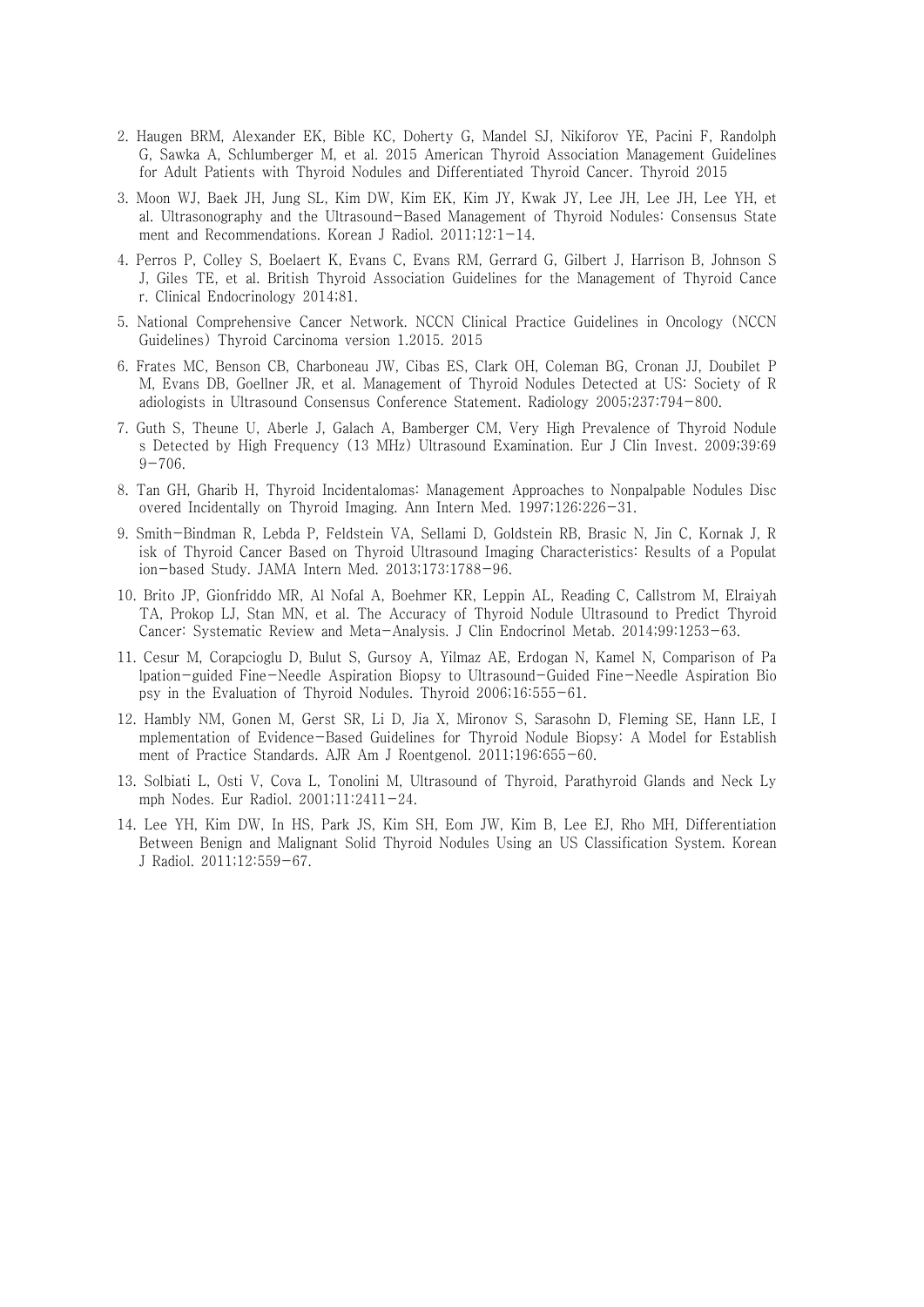2. Haugen BRM, Alexander EK, Bible KC, Doherty G, Mandel SJ, Nikiforov YE, Pacini F, Randolph G, Sawka A, Schlumberger M, et al. 2015 American Thyroid Association Management Guidelines for Adult Patients with Thyroid Nodules and Differentiated Thyroid Cancer. Thyroid 2015

3. Moon WJ, Baek JH, Jung SL, Kim DW, Kim EK, Kim JY, Kwak JY, Lee JH, Lee JH, Lee YH, et al. Ultrasonography and the Ultrasound-Based Management of Thyroid Nodules: Consensus Statement and Recommendations. Korean J Radiol. 2011;12:1-14.

4. Perros P, Colley S, Boelaert K, Evans C, Evans RM, Gerrard G, Gilbert J, Harrison B, Johnson SJ, Giles TE, et al. British Thyroid Association Guidelines for the Management of Thyroid Cancer. Clinical Endocrinology 2014;81.

5. National Comprehensive Cancer Network. NCCN Clinical Practice Guidelines in Oncology (NCCN Guidelines) Thyroid Carcinoma version 1.2015. 2015

6. Frates MC, Benson CB, Charboneau JW, Cibas ES, Clark OH, Coleman BG, Cronan JJ, Doubilet PM, Evans DB, Goellner JR, et al. Management of Thyroid Nodules Detected at US: Society of Radiologists in Ultrasound Consensus Conference Statement. Radiology 2005;237:794-800.

7. Guth S, Theune U, Aberle J, Galach A, Bamberger CM, Very High Prevalence of Thyroid Nodules Detected by High Frequency (13 MHz) Ultrasound Examination. Eur J Clin Invest. 2009;39:699-706.

8. Tan GH, Gharib H, Thyroid Incidentalomas: Management Approaches to Nonpalpable Nodules Discovered Incidentally on Thyroid Imaging. Ann Intern Med. 1997;126:226-31.

9. Smith-Bindman R, Lebda P, Feldstein VA, Sellami D, Goldstein RB, Brasic N, Jin C, Kornak J, Risk of Thyroid Cancer Based on Thyroid Ultrasound Imaging Characteristics: Results of a Population-based Study. JAMA Intern Med. 2013;173:1788-96.

10. Brito JP, Gionfriddo MR, Al Nofal A, Boehmer KR, Leppin AL, Reading C, Callstrom M, Elraiyah TA, Prokop LJ, Stan MN, et al. The Accuracy of Thyroid Nodule Ultrasound to Predict Thyroid Cancer: Systematic Review and Meta-Analysis. J Clin Endocrinol Metab. 2014;99:1253-63.

11. Cesur M, Corapcioglu D, Bulut S, Gursoy A, Yilmaz AE, Erdogan N, Kamel N, Comparison of Palpation-guided Fine-Needle Aspiration Biopsy to Ultrasound-Guided Fine-Needle Aspiration Biopsy in the Evaluation of Thyroid Nodules. Thyroid 2006;16:555-61.

12. Hambly NM, Gonen M, Gerst SR, Li D, Jia X, Mironov S, Sarasohn D, Fleming SE, Hann LE, Implementation of Evidence-Based Guidelines for Thyroid Nodule Biopsy: A Model for Establishment of Practice Standards. AJR Am J Roentgenol. 2011;196:655-60.

13. Solbiati L, Osti V, Cova L, Tonolini M, Ultrasound of Thyroid, Parathyroid Glands and Neck Lymph Nodes. Eur Radiol. 2001;11:2411-24.

14. Lee YH, Kim DW, In HS, Park JS, Kim SH, Eom JW, Kim B, Lee EJ, Rho MH, Differentiation Between Benign and Malignant Solid Thyroid Nodules Using an US Classification System. Korean J Radiol. 2011;12:559-67.